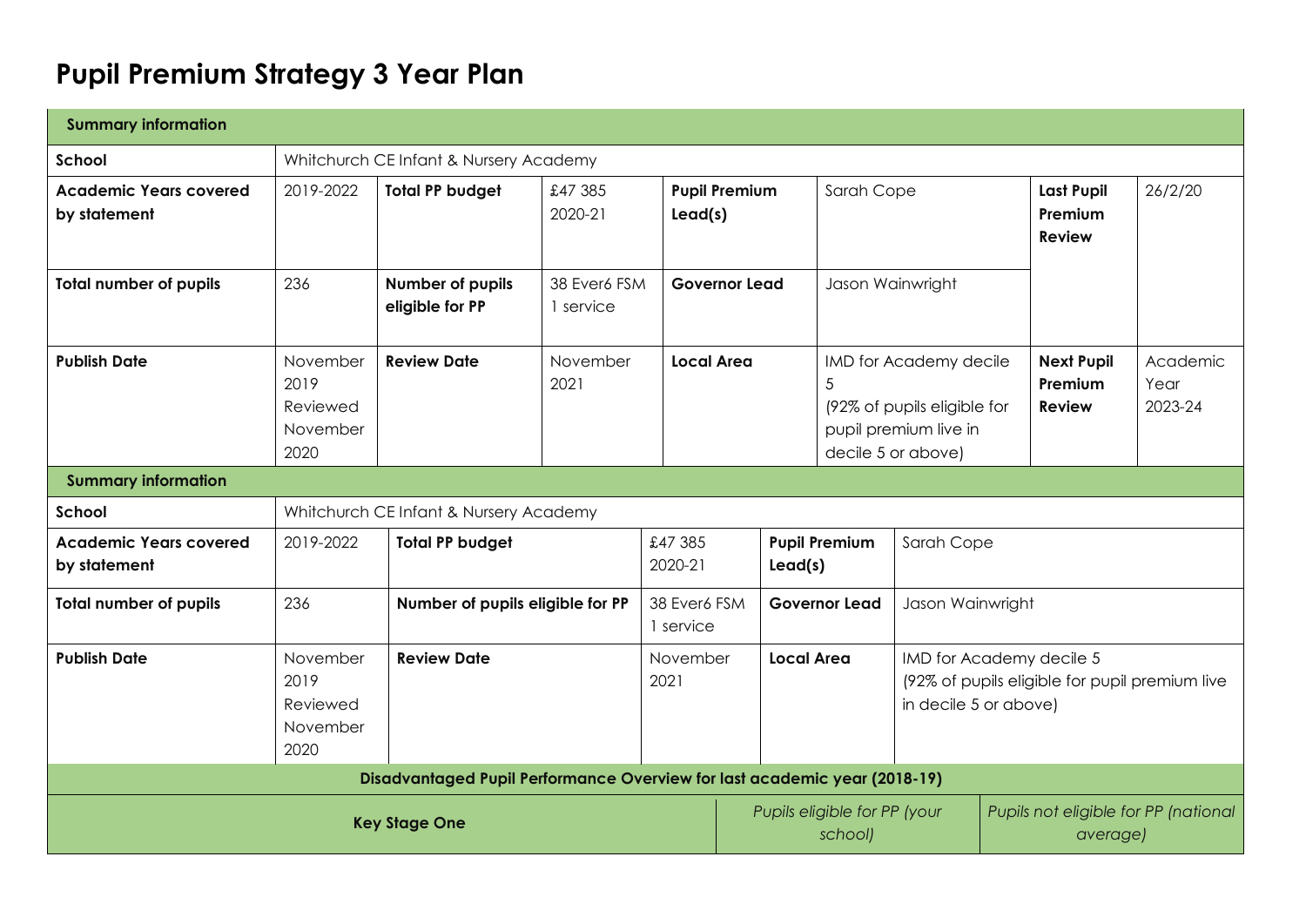# Pupil Premium Strategy 3 Year Plan

| Summary information | | | | | | | |
|---|---|---|---|---|---|---|---|
| **School** | Whitchurch CE Infant & Nursery Academy | | | | | | |
| **Academic Years covered by statement** | 2019-2022 | **Total PP budget** | £47 385 2020-21 | **Pupil Premium Lead(s)** | Sarah Cope | **Last Pupil Premium Review** | 26/2/20 |
| **Total number of pupils** | 236 | **Number of pupils eligible for PP** | 38 Ever6 FSM 1 service | **Governor Lead** | Jason Wainwright | | |
| **Publish Date** | November 2019 Reviewed November 2020 | **Review Date** | November 2021 | **Local Area** | IMD for Academy decile 5 (92% of pupils eligible for pupil premium live in decile 5 or above) | **Next Pupil Premium Review** | Academic Year 2023-24 |

| Summary information | | | | | |
|---|---|---|---|---|---|
| **School** | Whitchurch CE Infant & Nursery Academy | | | | |
| **Academic Years covered by statement** | 2019-2022 | **Total PP budget** | £47 385 2020-21 | **Pupil Premium Lead(s)** | Sarah Cope |
| **Total number of pupils** | 236 | **Number of pupils eligible for PP** | 38 Ever6 FSM 1 service | **Governor Lead** | Jason Wainwright |
| **Publish Date** | November 2019 Reviewed November 2020 | **Review Date** | November 2021 | **Local Area** | IMD for Academy decile 5 (92% of pupils eligible for pupil premium live in decile 5 or above) |

| Disadvantaged Pupil Performance Overview for last academic year (2018-19) | | |
|---|---|---|
| **Key Stage One** | *Pupils eligible for PP (your school)* | *Pupils not eligible for PP (national average)* |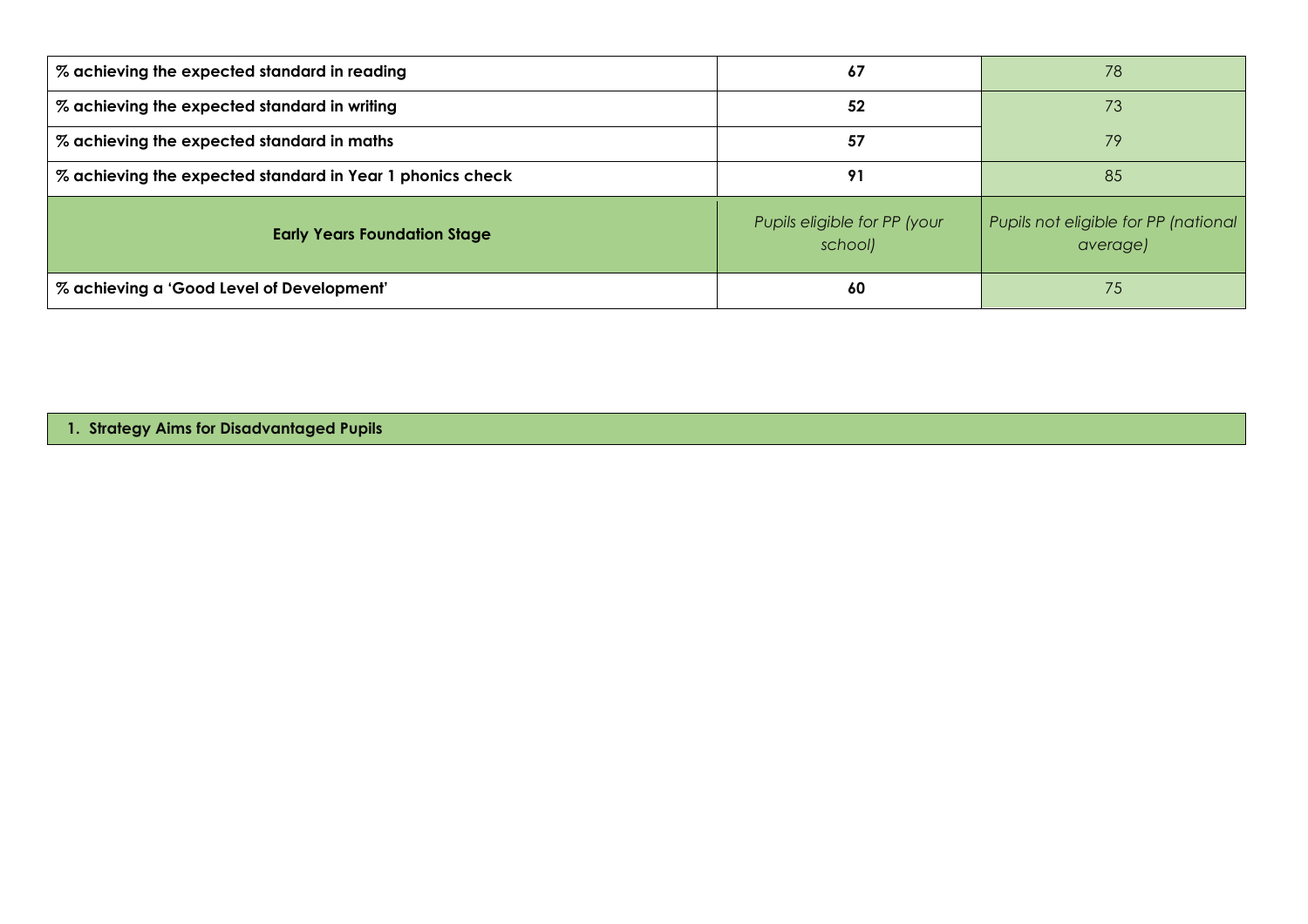| | | |
|---|---|---|
| **% achieving the expected standard in reading** | **67** | 78 |
| **% achieving the expected standard in writing** | **52** | 73 |
| **% achieving the expected standard in maths** | **57** | 79 |
| **% achieving the expected standard in Year 1 phonics check** | **91** | 85 |
| **Early Years Foundation Stage** | *Pupils eligible for PP (your school)* | *Pupils not eligible for PP (national average)* |
| **% achieving a 'Good Level of Development'** | **60** | 75 |

**1. Strategy Aims for Disadvantaged Pupils**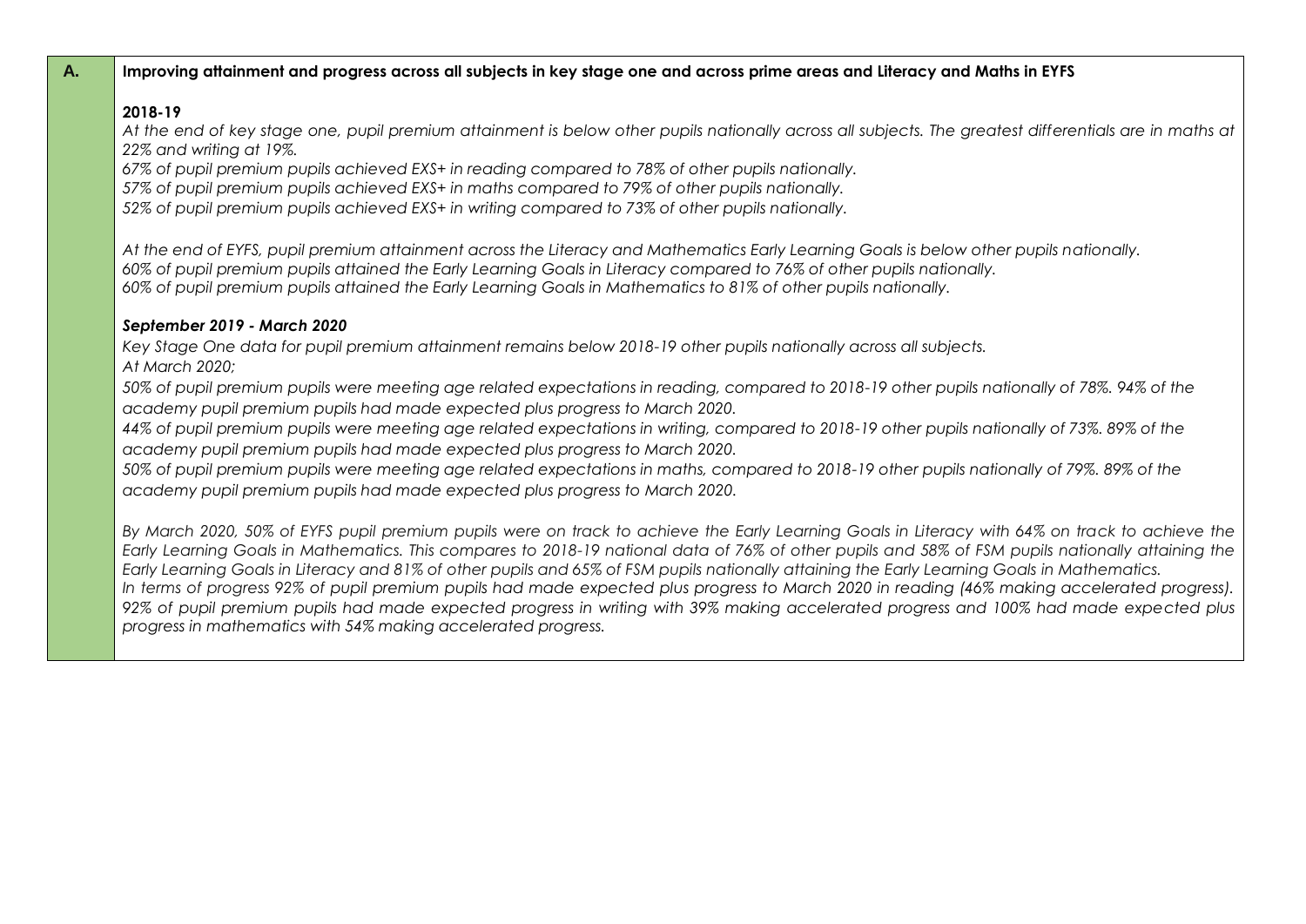| A. | **Improving attainment and progress across all subjects in key stage one and across prime areas and Literacy and Maths in EYFS**<br><br>**2018-19**<br>*At the end of key stage one, pupil premium attainment is below other pupils nationally across all subjects. The greatest differentials are in maths at 22% and writing at 19%.*<br>*67% of pupil premium pupils achieved EXS+ in reading compared to 78% of other pupils nationally.*<br>*57% of pupil premium pupils achieved EXS+ in maths compared to 79% of other pupils nationally.*<br>*52% of pupil premium pupils achieved EXS+ in writing compared to 73% of other pupils nationally.*<br><br>*At the end of EYFS, pupil premium attainment across the Literacy and Mathematics Early Learning Goals is below other pupils nationally.*<br>*60% of pupil premium pupils attained the Early Learning Goals in Literacy compared to 76% of other pupils nationally.*<br>*60% of pupil premium pupils attained the Early Learning Goals in Mathematics to 81% of other pupils nationally.*<br><br>***September 2019 - March 2020***<br>*Key Stage One data for pupil premium attainment remains below 2018-19 other pupils nationally across all subjects.*<br>*At March 2020;*<br>*50% of pupil premium pupils were meeting age related expectations in reading, compared to 2018-19 other pupils nationally of 78%. 94% of the academy pupil premium pupils had made expected plus progress to March 2020.*<br>*44% of pupil premium pupils were meeting age related expectations in writing, compared to 2018-19 other pupils nationally of 73%. 89% of the academy pupil premium pupils had made expected plus progress to March 2020.*<br>*50% of pupil premium pupils were meeting age related expectations in maths, compared to 2018-19 other pupils nationally of 79%. 89% of the academy pupil premium pupils had made expected plus progress to March 2020.*<br><br>*By March 2020, 50% of EYFS pupil premium pupils were on track to achieve the Early Learning Goals in Literacy with 64% on track to achieve the Early Learning Goals in Mathematics. This compares to 2018-19 national data of 76% of other pupils and 58% of FSM pupils nationally attaining the Early Learning Goals in Literacy and 81% of other pupils and 65% of FSM pupils nationally attaining the Early Learning Goals in Mathematics.*<br>*In terms of progress 92% of pupil premium pupils had made expected plus progress to March 2020 in reading (46% making accelerated progress). 92% of pupil premium pupils had made expected progress in writing with 39% making accelerated progress and 100% had made expected plus progress in mathematics with 54% making accelerated progress.* |
|---|---|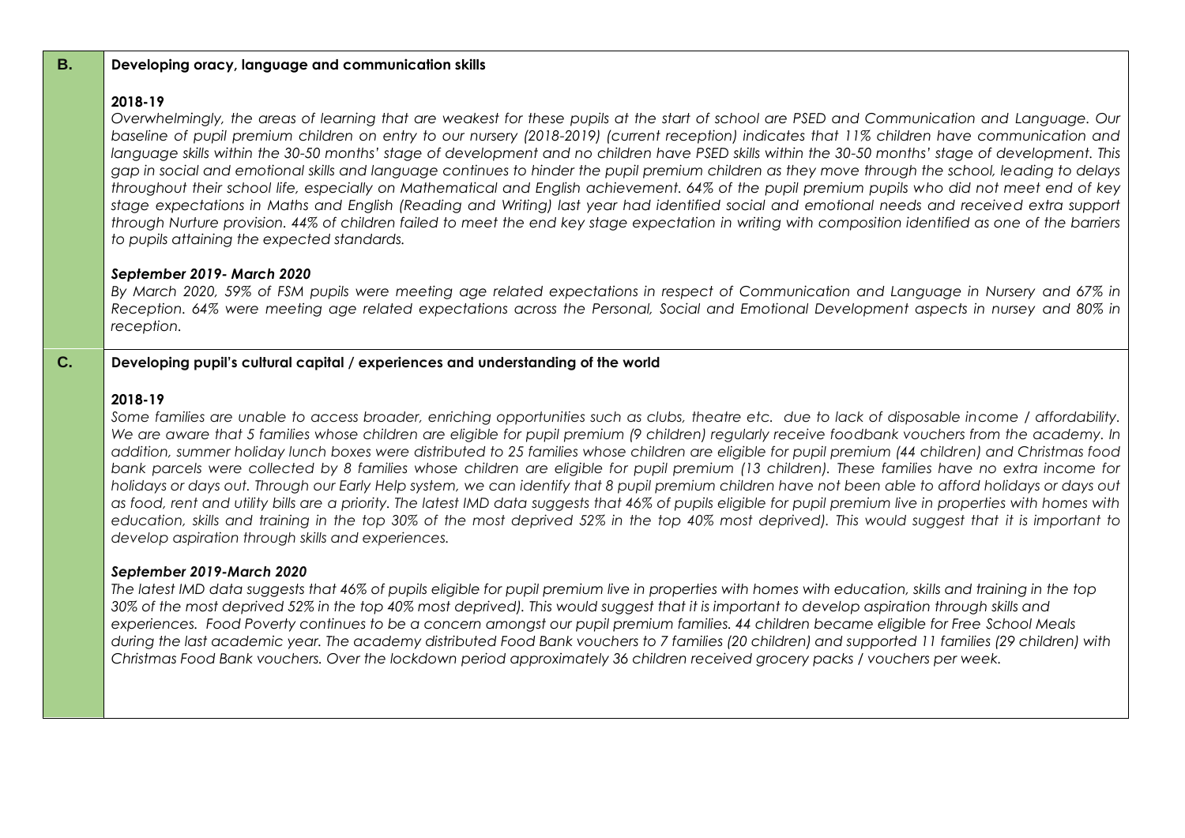| | |
|---|---|
| **B.** | **Developing oracy, language and communication skills**<br><br>**2018-19**<br>*Overwhelmingly, the areas of learning that are weakest for these pupils at the start of school are PSED and Communication and Language. Our baseline of pupil premium children on entry to our nursery (2018-2019) (current reception) indicates that 11% children have communication and language skills within the 30-50 months' stage of development and no children have PSED skills within the 30-50 months' stage of development. This gap in social and emotional skills and language continues to hinder the pupil premium children as they move through the school, leading to delays throughout their school life, especially on Mathematical and English achievement. 64% of the pupil premium pupils who did not meet end of key stage expectations in Maths and English (Reading and Writing) last year had identified social and emotional needs and received extra support through Nurture provision. 44% of children failed to meet the end key stage expectation in writing with composition identified as one of the barriers to pupils attaining the expected standards.*<br><br>***September 2019- March 2020***<br>*By March 2020, 59% of FSM pupils were meeting age related expectations in respect of Communication and Language in Nursery and 67% in Reception. 64% were meeting age related expectations across the Personal, Social and Emotional Development aspects in nursey and 80% in reception.* |
| **C.** | **Developing pupil's cultural capital / experiences and understanding of the world**<br><br>**2018-19**<br>*Some families are unable to access broader, enriching opportunities such as clubs, theatre etc. due to lack of disposable income / affordability. We are aware that 5 families whose children are eligible for pupil premium (9 children) regularly receive foodbank vouchers from the academy. In addition, summer holiday lunch boxes were distributed to 25 families whose children are eligible for pupil premium (44 children) and Christmas food bank parcels were collected by 8 families whose children are eligible for pupil premium (13 children). These families have no extra income for holidays or days out. Through our Early Help system, we can identify that 8 pupil premium children have not been able to afford holidays or days out as food, rent and utility bills are a priority. The latest IMD data suggests that 46% of pupils eligible for pupil premium live in properties with homes with education, skills and training in the top 30% of the most deprived 52% in the top 40% most deprived). This would suggest that it is important to develop aspiration through skills and experiences.*<br><br>***September 2019-March 2020***<br>*The latest IMD data suggests that 46% of pupils eligible for pupil premium live in properties with homes with education, skills and training in the top 30% of the most deprived 52% in the top 40% most deprived). This would suggest that it is important to develop aspiration through skills and experiences. Food Poverty continues to be a concern amongst our pupil premium families. 44 children became eligible for Free School Meals during the last academic year. The academy distributed Food Bank vouchers to 7 families (20 children) and supported 11 families (29 children) with Christmas Food Bank vouchers. Over the lockdown period approximately 36 children received grocery packs / vouchers per week.* |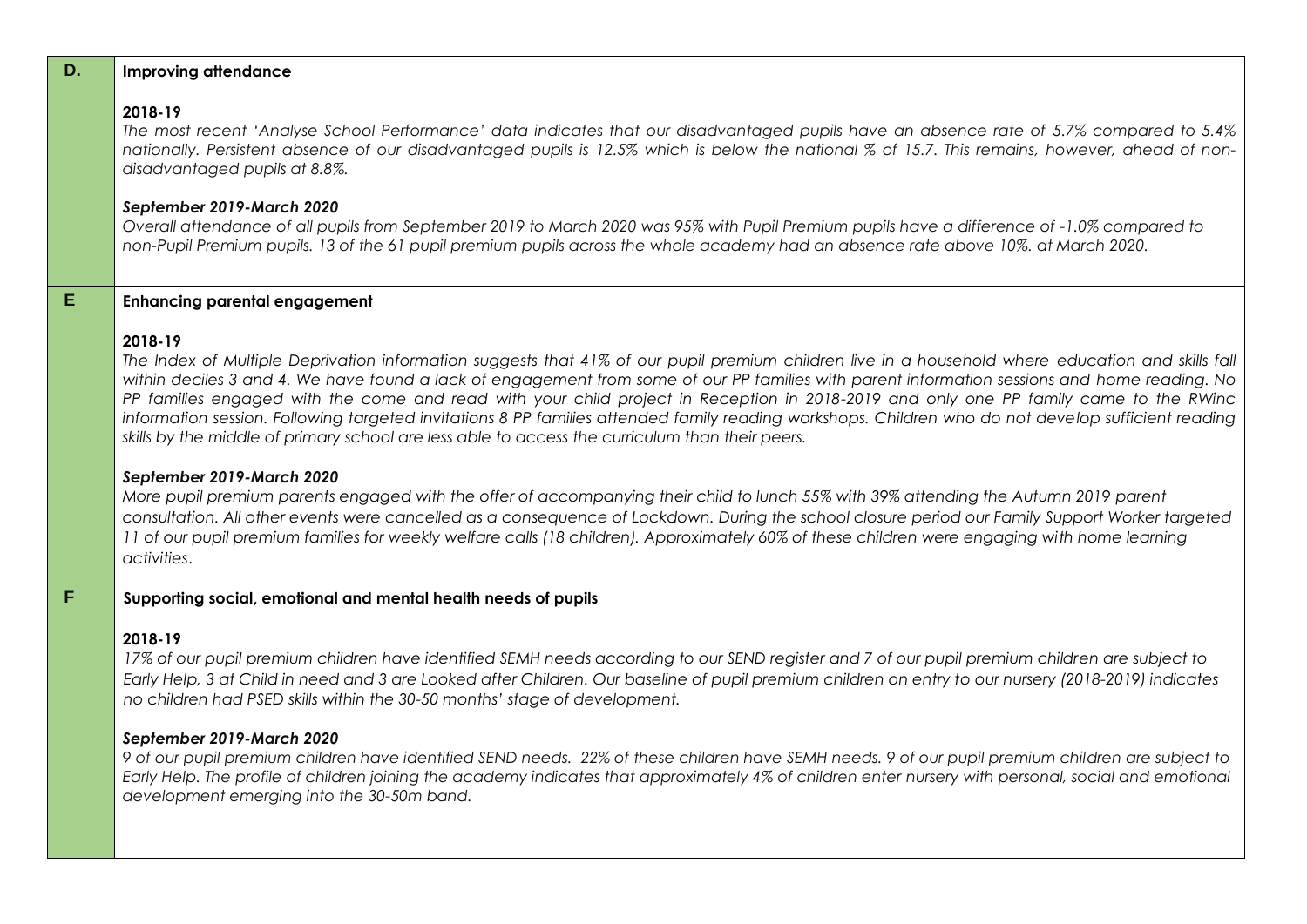| | |
|---|---|
| **D.** | **Improving attendance**<br><br>**2018-19**<br>*The most recent 'Analyse School Performance' data indicates that our disadvantaged pupils have an absence rate of 5.7% compared to 5.4% nationally. Persistent absence of our disadvantaged pupils is 12.5% which is below the national % of 15.7. This remains, however, ahead of non-disadvantaged pupils at 8.8%.*<br><br>***September 2019-March 2020***<br>*Overall attendance of all pupils from September 2019 to March 2020 was 95% with Pupil Premium pupils have a difference of -1.0% compared to non-Pupil Premium pupils. 13 of the 61 pupil premium pupils across the whole academy had an absence rate above 10%. at March 2020.* |
| **E** | **Enhancing parental engagement**<br><br>**2018-19**<br>*The Index of Multiple Deprivation information suggests that 41% of our pupil premium children live in a household where education and skills fall within deciles 3 and 4. We have found a lack of engagement from some of our PP families with parent information sessions and home reading. No PP families engaged with the come and read with your child project in Reception in 2018-2019 and only one PP family came to the RWinc information session. Following targeted invitations 8 PP families attended family reading workshops. Children who do not develop sufficient reading skills by the middle of primary school are less able to access the curriculum than their peers.*<br><br>***September 2019-March 2020***<br>*More pupil premium parents engaged with the offer of accompanying their child to lunch 55% with 39% attending the Autumn 2019 parent consultation. All other events were cancelled as a consequence of Lockdown. During the school closure period our Family Support Worker targeted 11 of our pupil premium families for weekly welfare calls (18 children). Approximately 60% of these children were engaging with home learning activities.* |
| **F** | **Supporting social, emotional and mental health needs of pupils**<br><br>**2018-19**<br>*17% of our pupil premium children have identified SEMH needs according to our SEND register and 7 of our pupil premium children are subject to Early Help, 3 at Child in need and 3 are Looked after Children. Our baseline of pupil premium children on entry to our nursery (2018-2019) indicates no children had PSED skills within the 30-50 months' stage of development.*<br><br>***September 2019-March 2020***<br>*9 of our pupil premium children have identified SEND needs. 22% of these children have SEMH needs. 9 of our pupil premium children are subject to Early Help. The profile of children joining the academy indicates that approximately 4% of children enter nursery with personal, social and emotional development emerging into the 30-50m band.* |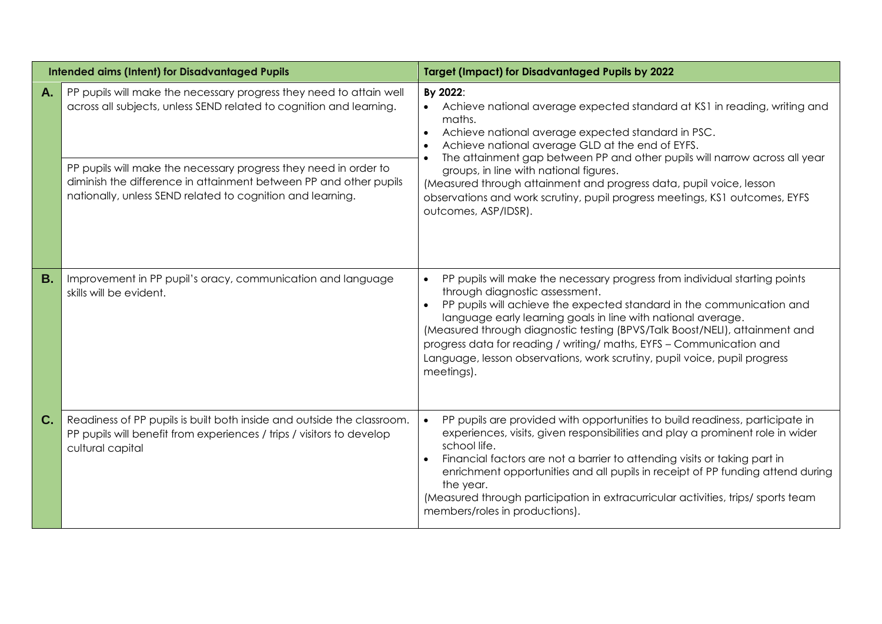| | Intended aims (Intent) for Disadvantaged Pupils | Target (Impact) for Disadvantaged Pupils by 2022 |
|---|---|---|
| **A.** | PP pupils will make the necessary progress they need to attain well across all subjects, unless SEND related to cognition and learning.<br><br>PP pupils will make the necessary progress they need in order to diminish the difference in attainment between PP and other pupils nationally, unless SEND related to cognition and learning. | **By 2022**:<br>• Achieve national average expected standard at KS1 in reading, writing and maths.<br>• Achieve national average expected standard in PSC.<br>• Achieve national average GLD at the end of EYFS.<br>• The attainment gap between PP and other pupils will narrow across all year groups, in line with national figures.<br>(Measured through attainment and progress data, pupil voice, lesson observations and work scrutiny, pupil progress meetings, KS1 outcomes, EYFS outcomes, ASP/IDSR). |
| **B.** | Improvement in PP pupil's oracy, communication and language skills will be evident. | • PP pupils will make the necessary progress from individual starting points through diagnostic assessment.<br>• PP pupils will achieve the expected standard in the communication and language early learning goals in line with national average.<br>(Measured through diagnostic testing (BPVS/Talk Boost/NELI), attainment and progress data for reading / writing/ maths, EYFS – Communication and Language, lesson observations, work scrutiny, pupil voice, pupil progress meetings). |
| **C.** | Readiness of PP pupils is built both inside and outside the classroom. PP pupils will benefit from experiences / trips / visitors to develop cultural capital | • PP pupils are provided with opportunities to build readiness, participate in experiences, visits, given responsibilities and play a prominent role in wider school life.<br>• Financial factors are not a barrier to attending visits or taking part in enrichment opportunities and all pupils in receipt of PP funding attend during the year.<br>(Measured through participation in extracurricular activities, trips/ sports team members/roles in productions). |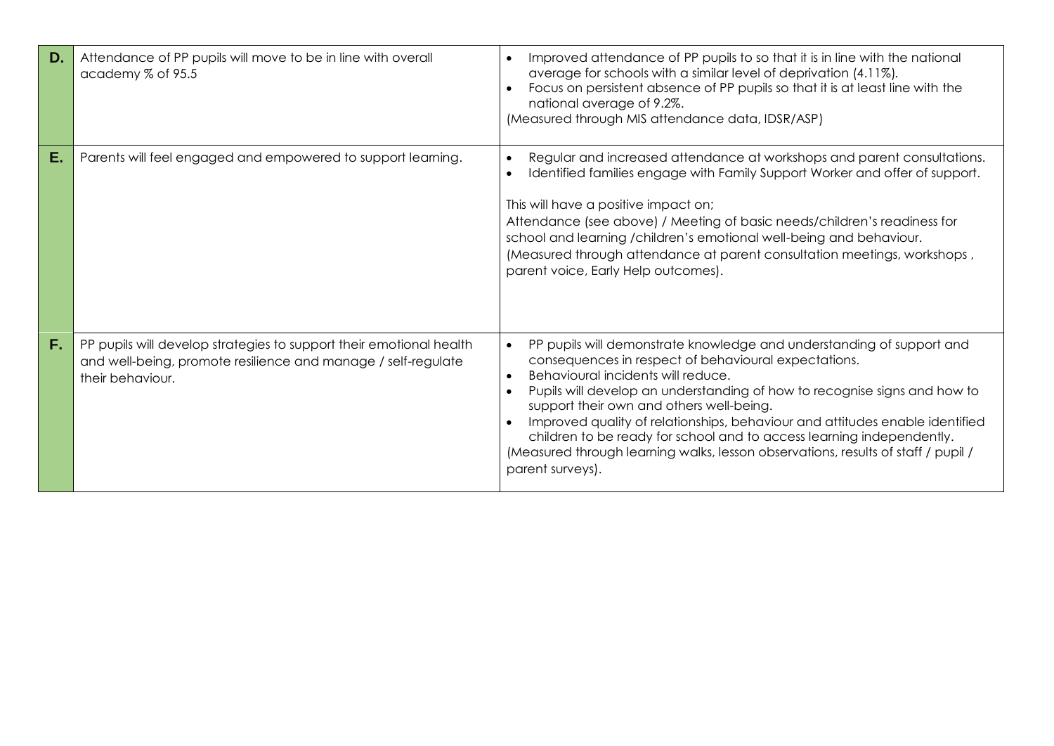| | | |
|---|---|---|
| **D.** | Attendance of PP pupils will move to be in line with overall academy % of 95.5 | • Improved attendance of PP pupils to so that it is in line with the national average for schools with a similar level of deprivation (4.11%).<br>• Focus on persistent absence of PP pupils so that it is at least line with the national average of 9.2%.<br>(Measured through MIS attendance data, IDSR/ASP) |
| **E.** | Parents will feel engaged and empowered to support learning. | • Regular and increased attendance at workshops and parent consultations.<br>• Identified families engage with Family Support Worker and offer of support.<br><br>This will have a positive impact on;<br>Attendance (see above) / Meeting of basic needs/children's readiness for school and learning /children's emotional well-being and behaviour.<br>(Measured through attendance at parent consultation meetings, workshops , parent voice, Early Help outcomes). |
| **F.** | PP pupils will develop strategies to support their emotional health and well-being, promote resilience and manage / self-regulate their behaviour. | • PP pupils will demonstrate knowledge and understanding of support and consequences in respect of behavioural expectations.<br>• Behavioural incidents will reduce.<br>• Pupils will develop an understanding of how to recognise signs and how to support their own and others well-being.<br>• Improved quality of relationships, behaviour and attitudes enable identified children to be ready for school and to access learning independently.<br>(Measured through learning walks, lesson observations, results of staff / pupil / parent surveys). |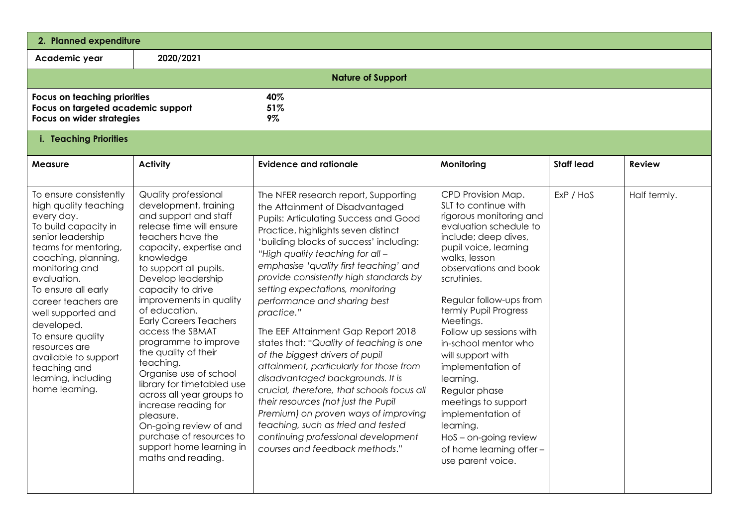## 2. Planned expenditure

| Academic year | 2020/2021 |
|---|---|

**Nature of Support**

| | |
|---|---|
| **Focus on teaching priorities** | **40%** |
| **Focus on targeted academic support** | **51%** |
| **Focus on wider strategies** | **9%** |

### i. Teaching Priorities

| Measure | Activity | Evidence and rationale | Monitoring | Staff lead | Review |
|---|---|---|---|---|---|
| To ensure consistently high quality teaching every day.<br>To build capacity in senior leadership teams for mentoring, coaching, planning, monitoring and evaluation.<br>To ensure all early career teachers are well supported and developed.<br>To ensure quality resources are available to support teaching and learning, including home learning. | Quality professional development, training and support and staff release time will ensure teachers have the capacity, expertise and knowledge to support all pupils.<br>Develop leadership capacity to drive improvements in quality of education.<br>Early Careers Teachers access the SBMAT programme to improve the quality of their teaching.<br>Organise use of school library for timetabled use across all year groups to increase reading for pleasure.<br>On-going review of and purchase of resources to support home learning in maths and reading. | The NFER research report, Supporting the Attainment of Disadvantaged Pupils: Articulating Success and Good Practice, highlights seven distinct 'building blocks of success' including: "*High quality teaching for all – emphasise 'quality first teaching' and provide consistently high standards by setting expectations, monitoring performance and sharing best practice.*"<br>The EEF Attainment Gap Report 2018 states that: "*Quality of teaching is one of the biggest drivers of pupil attainment, particularly for those from disadvantaged backgrounds. It is crucial, therefore, that schools focus all their resources (not just the Pupil Premium) on proven ways of improving teaching, such as tried and tested continuing professional development courses and feedback methods.*" | CPD Provision Map.<br>SLT to continue with rigorous monitoring and evaluation schedule to include; deep dives, pupil voice, learning walks, lesson observations and book scrutinies.<br><br>Regular follow-ups from termly Pupil Progress Meetings.<br>Follow up sessions with in-school mentor who will support with implementation of learning.<br>Regular phase meetings to support implementation of learning.<br>HoS – on-going review of home learning offer – use parent voice. | ExP / HoS | Half termly. |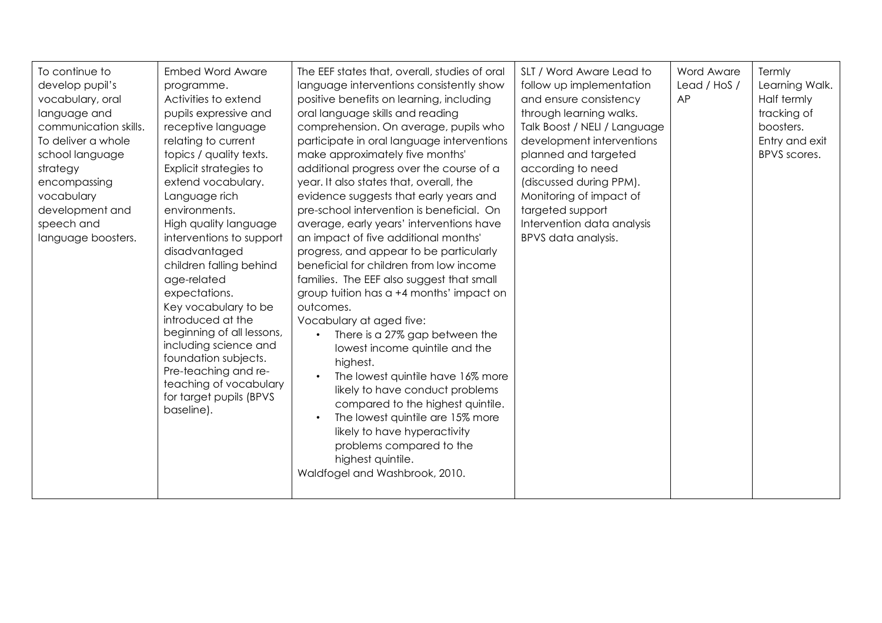| | | | | | |
|---|---|---|---|---|---|
| To continue to develop pupil's vocabulary, oral language and communication skills. To deliver a whole school language strategy encompassing vocabulary development and speech and language boosters. | Embed Word Aware programme. Activities to extend pupils expressive and receptive language relating to current topics / quality texts. Explicit strategies to extend vocabulary. Language rich environments. High quality language interventions to support disadvantaged children falling behind age-related expectations. Key vocabulary to be introduced at the beginning of all lessons, including science and foundation subjects. Pre-teaching and re-teaching of vocabulary for target pupils (BPVS baseline). | The EEF states that, overall, studies of oral language interventions consistently show positive benefits on learning, including oral language skills and reading comprehension. On average, pupils who participate in oral language interventions make approximately five months' additional progress over the course of a year. It also states that, overall, the evidence suggests that early years and pre-school intervention is beneficial. On average, early years' interventions have an impact of five additional months' progress, and appear to be particularly beneficial for children from low income families. The EEF also suggest that small group tuition has a +4 months' impact on outcomes.<br>Vocabulary at aged five:<br>• There is a 27% gap between the lowest income quintile and the highest.<br>• The lowest quintile have 16% more likely to have conduct problems compared to the highest quintile.<br>• The lowest quintile are 15% more likely to have hyperactivity problems compared to the highest quintile.<br>Waldfogel and Washbrook, 2010. | SLT / Word Aware Lead to follow up implementation and ensure consistency through learning walks.<br>Talk Boost / NELI / Language development interventions planned and targeted according to need (discussed during PPM).<br>Monitoring of impact of targeted support<br>Intervention data analysis<br>BPVS data analysis. | Word Aware Lead / HoS / AP | Termly Learning Walk.<br>Half termly tracking of boosters.<br>Entry and exit BPVS scores. |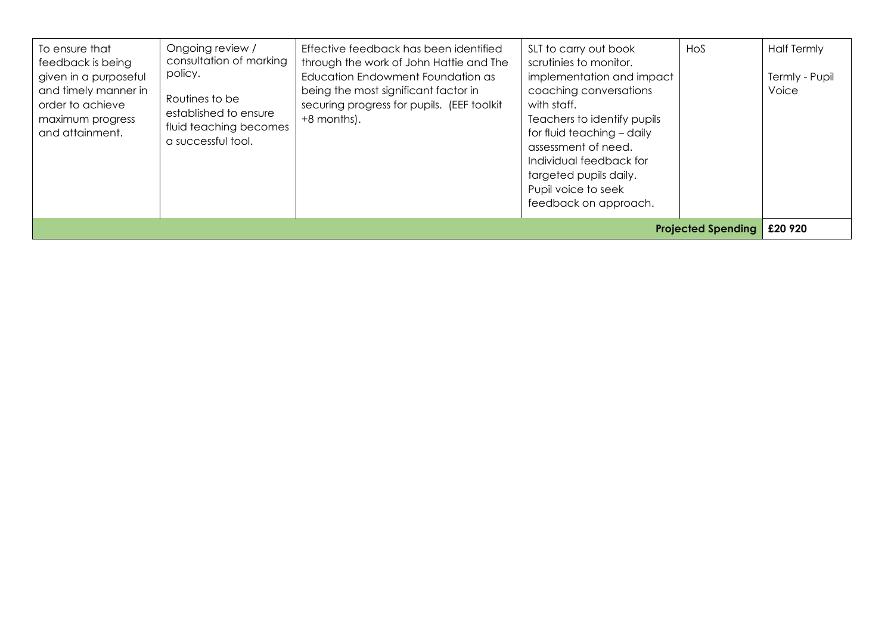| | | | | | |
|---|---|---|---|---|---|
| To ensure that feedback is being given in a purposeful and timely manner in order to achieve maximum progress and attainment. | Ongoing review / consultation of marking policy.<br><br>Routines to be established to ensure fluid teaching becomes a successful tool. | Effective feedback has been identified through the work of John Hattie and The Education Endowment Foundation as being the most significant factor in securing progress for pupils. (EEF toolkit +8 months). | SLT to carry out book scrutinies to monitor. implementation and impact coaching conversations with staff.<br>Teachers to identify pupils for fluid teaching – daily assessment of need.<br>Individual feedback for targeted pupils daily.<br>Pupil voice to seek feedback on approach. | HoS | Half Termly<br><br>Termly - Pupil Voice |
| | | | | **Projected Spending** | **£20 920** |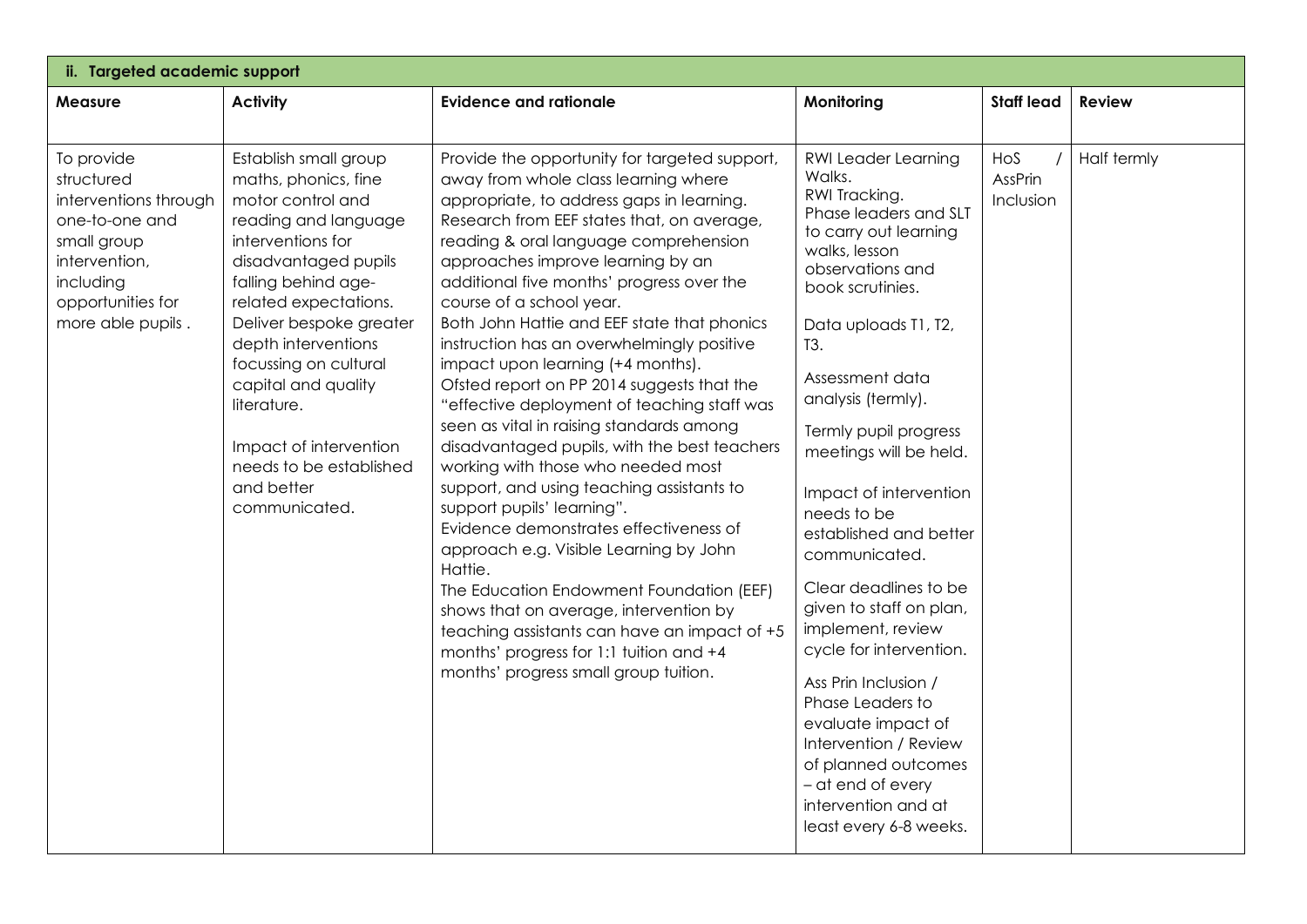| ii. Targeted academic support | | | | | |
|---|---|---|---|---|---|
| **Measure** | **Activity** | **Evidence and rationale** | **Monitoring** | **Staff lead** | **Review** |
| To provide structured interventions through one-to-one and small group intervention, including opportunities for more able pupils . | Establish small group maths, phonics, fine motor control and reading and language interventions for disadvantaged pupils falling behind age-related expectations. Deliver bespoke greater depth interventions focussing on cultural capital and quality literature.<br><br>Impact of intervention needs to be established and better communicated. | Provide the opportunity for targeted support, away from whole class learning where appropriate, to address gaps in learning. Research from EEF states that, on average, reading & oral language comprehension approaches improve learning by an additional five months' progress over the course of a school year.<br>Both John Hattie and EEF state that phonics instruction has an overwhelmingly positive impact upon learning (+4 months).<br>Ofsted report on PP 2014 suggests that the "effective deployment of teaching staff was seen as vital in raising standards among disadvantaged pupils, with the best teachers working with those who needed most support, and using teaching assistants to support pupils' learning".<br>Evidence demonstrates effectiveness of approach e.g. Visible Learning by John Hattie.<br>The Education Endowment Foundation (EEF) shows that on average, intervention by teaching assistants can have an impact of +5 months' progress for 1:1 tuition and +4 months' progress small group tuition. | RWI Leader Learning Walks.<br>RWI Tracking.<br>Phase leaders and SLT to carry out learning walks, lesson observations and book scrutinies.<br><br>Data uploads T1, T2, T3.<br><br>Assessment data analysis (termly).<br><br>Termly pupil progress meetings will be held.<br><br>Impact of intervention needs to be established and better communicated.<br><br>Clear deadlines to be given to staff on plan, implement, review cycle for intervention.<br><br>Ass Prin Inclusion / Phase Leaders to evaluate impact of Intervention / Review of planned outcomes – at end of every intervention and at least every 6-8 weeks. | HoS / AssPrin Inclusion | Half termly |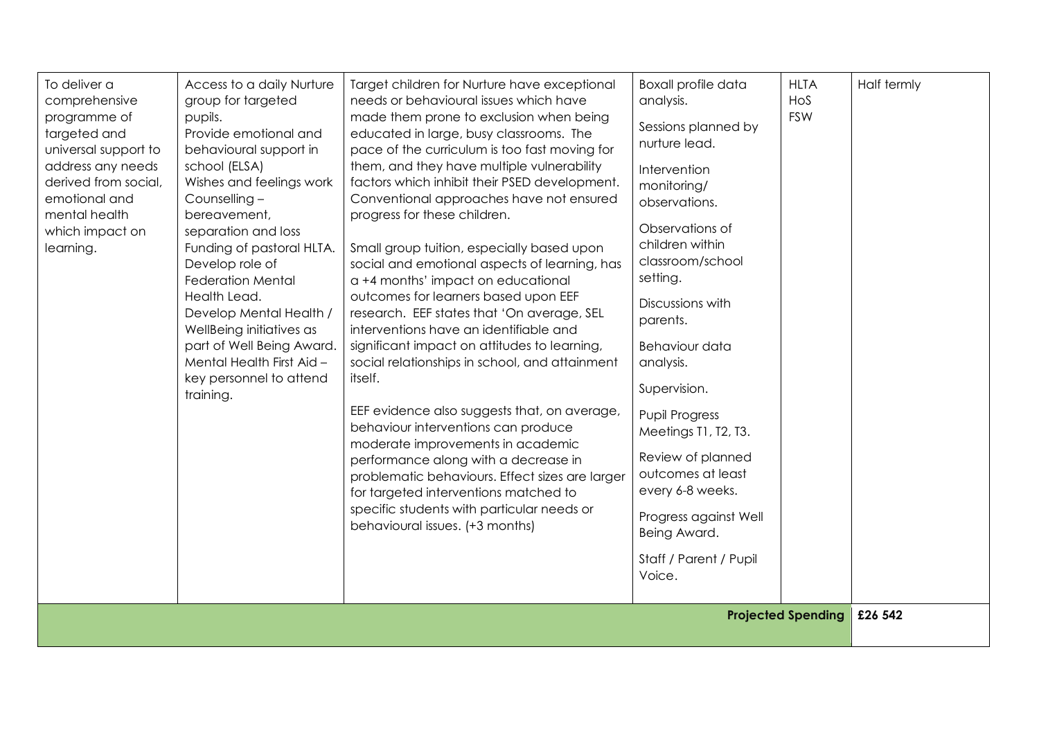| | | | | | |
|---|---|---|---|---|---|
| To deliver a comprehensive programme of targeted and universal support to address any needs derived from social, emotional and mental health which impact on learning. | Access to a daily Nurture group for targeted pupils.<br>Provide emotional and behavioural support in school (ELSA)<br>Wishes and feelings work<br>Counselling – bereavement, separation and loss<br>Funding of pastoral HLTA.<br>Develop role of Federation Mental Health Lead.<br>Develop Mental Health / WellBeing initiatives as part of Well Being Award.<br>Mental Health First Aid – key personnel to attend training. | Target children for Nurture have exceptional needs or behavioural issues which have made them prone to exclusion when being educated in large, busy classrooms. The pace of the curriculum is too fast moving for them, and they have multiple vulnerability factors which inhibit their PSED development. Conventional approaches have not ensured progress for these children.<br><br>Small group tuition, especially based upon social and emotional aspects of learning, has a +4 months' impact on educational outcomes for learners based upon EEF research. EEF states that 'On average, SEL interventions have an identifiable and significant impact on attitudes to learning, social relationships in school, and attainment itself.<br><br>EEF evidence also suggests that, on average, behaviour interventions can produce moderate improvements in academic performance along with a decrease in problematic behaviours. Effect sizes are larger for targeted interventions matched to specific students with particular needs or behavioural issues. (+3 months) | Boxall profile data analysis.<br><br>Sessions planned by nurture lead.<br><br>Intervention monitoring/ observations.<br><br>Observations of children within classroom/school setting.<br><br>Discussions with parents.<br><br>Behaviour data analysis.<br><br>Supervision.<br><br>Pupil Progress Meetings T1, T2, T3.<br><br>Review of planned outcomes at least every 6-8 weeks.<br><br>Progress against Well Being Award.<br><br>Staff / Parent / Pupil Voice. | HLTA<br>HoS<br>FSW | Half termly |
| | | | | **Projected Spending** | **£26 542** |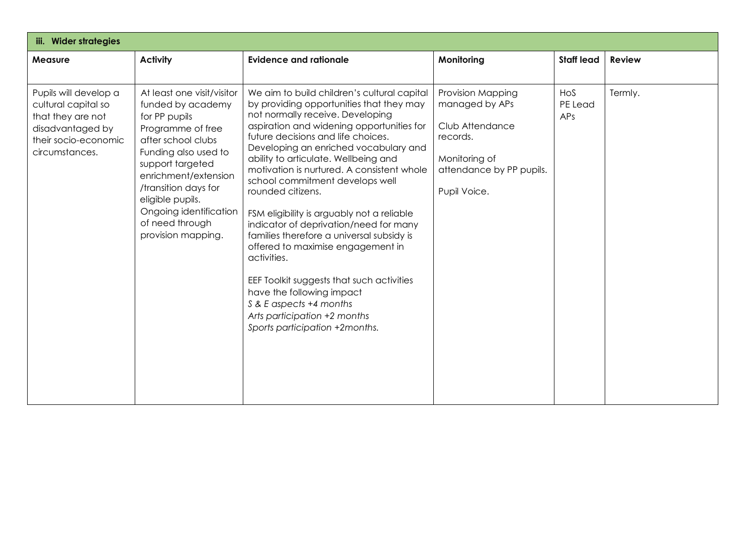| iii. Wider strategies | | | | | |
|---|---|---|---|---|---|
| **Measure** | **Activity** | **Evidence and rationale** | **Monitoring** | **Staff lead** | **Review** |
| Pupils will develop a cultural capital so that they are not disadvantaged by their socio-economic circumstances. | At least one visit/visitor funded by academy for PP pupils<br>Programme of free after school clubs<br>Funding also used to support targeted enrichment/extension /transition days for eligible pupils.<br>Ongoing identification of need through provision mapping. | We aim to build children's cultural capital by providing opportunities that they may not normally receive. Developing aspiration and widening opportunities for future decisions and life choices. Developing an enriched vocabulary and ability to articulate. Wellbeing and motivation is nurtured. A consistent whole school commitment develops well rounded citizens.<br><br>FSM eligibility is arguably not a reliable indicator of deprivation/need for many families therefore a universal subsidy is offered to maximise engagement in activities.<br><br>EEF Toolkit suggests that such activities have the following impact<br>*S & E aspects +4 months*<br>*Arts participation +2 months*<br>*Sports participation +2months.* | Provision Mapping managed by APs<br><br>Club Attendance records.<br><br>Monitoring of attendance by PP pupils.<br><br>Pupil Voice. | HoS<br>PE Lead<br>APs | Termly. |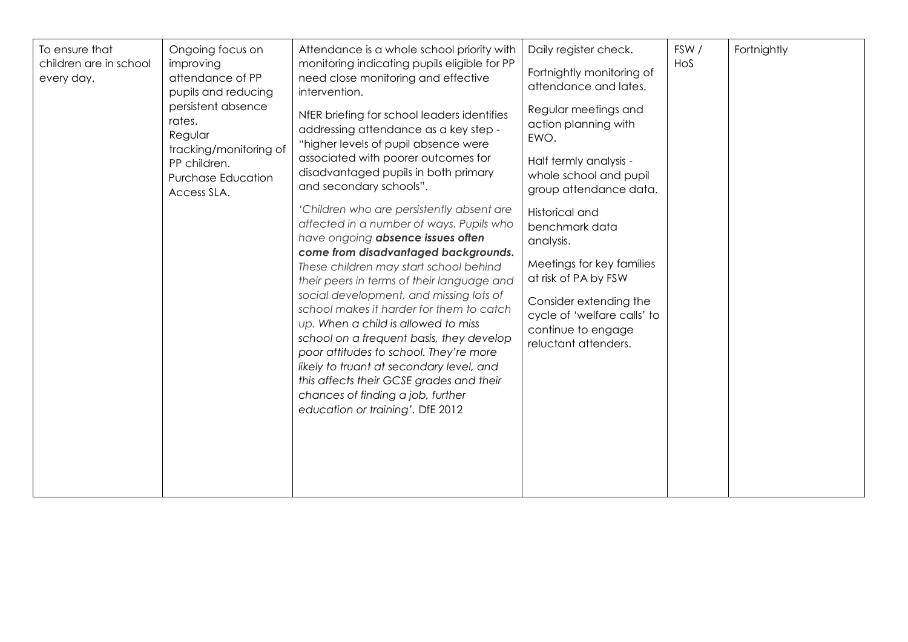| To ensure that children are in school every day. | Ongoing focus on improving attendance of PP pupils and reducing persistent absence rates.<br>Regular tracking/monitoring of PP children.<br>Purchase Education Access SLA. | Attendance is a whole school priority with monitoring indicating pupils eligible for PP need close monitoring and effective intervention.<br><br>NfER briefing for school leaders identifies addressing attendance as a key step - "higher levels of pupil absence were associated with poorer outcomes for disadvantaged pupils in both primary and secondary schools".<br><br>*'Children who are persistently absent are affected in a number of ways. Pupils who have ongoing **absence issues often come from disadvantaged backgrounds.** These children may start school behind their peers in terms of their language and social development, and missing lots of school makes it harder for them to catch up. When a child is allowed to miss school on a frequent basis, they develop poor attitudes to school. They're more likely to truant at secondary level, and this affects their GCSE grades and their chances of finding a job, further education or training'.* DfE 2012 | Daily register check.<br><br>Fortnightly monitoring of attendance and lates.<br><br>Regular meetings and action planning with EWO.<br><br>Half termly analysis - whole school and pupil group attendance data.<br><br>Historical and benchmark data analysis.<br><br>Meetings for key families at risk of PA by FSW<br><br>Consider extending the cycle of 'welfare calls' to continue to engage reluctant attenders. | FSW / HoS | Fortnightly |
|---|---|---|---|---|---|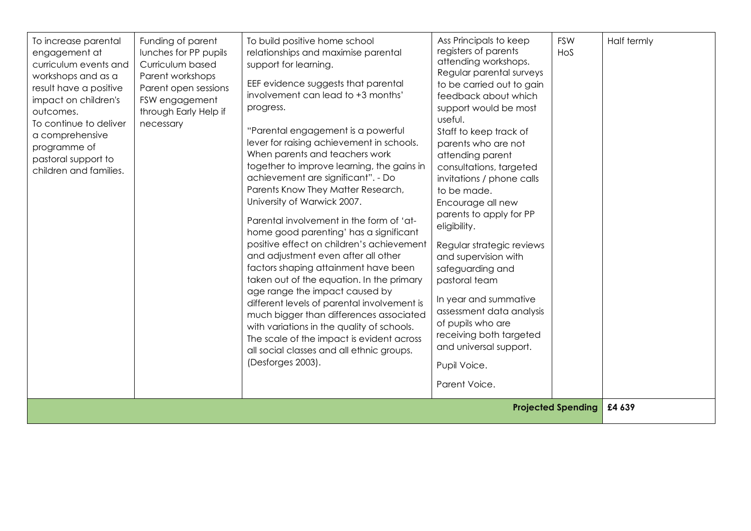| | | | | | |
|---|---|---|---|---|---|
| To increase parental engagement at curriculum events and workshops and as a result have a positive impact on children's outcomes.<br>To continue to deliver a comprehensive programme of pastoral support to children and families. | Funding of parent lunches for PP pupils<br>Curriculum based Parent workshops<br>Parent open sessions<br>FSW engagement through Early Help if necessary | To build positive home school relationships and maximise parental support for learning.<br><br>EEF evidence suggests that parental involvement can lead to +3 months' progress.<br><br>"Parental engagement is a powerful lever for raising achievement in schools. When parents and teachers work together to improve learning, the gains in achievement are significant". - Do Parents Know They Matter Research, University of Warwick 2007.<br><br>Parental involvement in the form of 'at-home good parenting' has a significant positive effect on children's achievement and adjustment even after all other factors shaping attainment have been taken out of the equation. In the primary age range the impact caused by different levels of parental involvement is much bigger than differences associated with variations in the quality of schools. The scale of the impact is evident across all social classes and all ethnic groups. (Desforges 2003). | Ass Principals to keep registers of parents attending workshops.<br>Regular parental surveys to be carried out to gain feedback about which support would be most useful.<br>Staff to keep track of parents who are not attending parent consultations, targeted invitations / phone calls to be made.<br>Encourage all new parents to apply for PP eligibility.<br><br>Regular strategic reviews and supervision with safeguarding and pastoral team<br><br>In year and summative assessment data analysis of pupils who are receiving both targeted and universal support.<br><br>Pupil Voice.<br><br>Parent Voice. | FSW<br>HoS | Half termly |
| | | | | **Projected Spending** | **£4 639** |